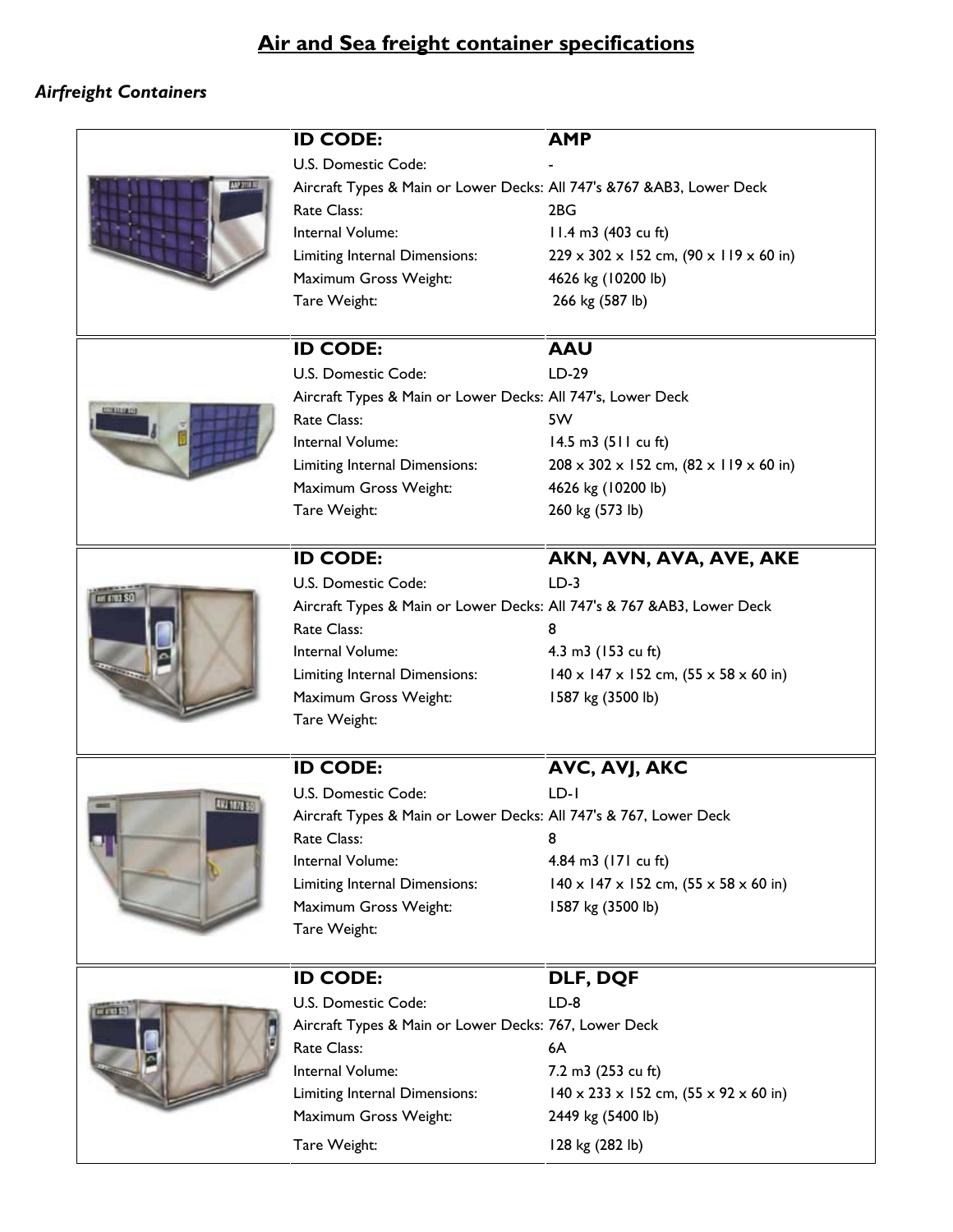# Air and Sea freight container specifications

## *Airfreight Containers*

| **ID CODE:** | **AMP** |
|---|---|
| U.S. Domestic Code: | - |
| Aircraft Types & Main or Lower Decks: | All 747's &767 &AB3, Lower Deck |
| Rate Class: | 2BG |
| Internal Volume: | 11.4 m3 (403 cu ft) |
| Limiting Internal Dimensions: | 229 x 302 x 152 cm, (90 x 119 x 60 in) |
| Maximum Gross Weight: | 4626 kg (10200 lb) |
| Tare Weight: | 266 kg (587 lb) |

| **ID CODE:** | **AAU** |
|---|---|
| U.S. Domestic Code: | LD-29 |
| Aircraft Types & Main or Lower Decks: | All 747's, Lower Deck |
| Rate Class: | 5W |
| Internal Volume: | 14.5 m3 (511 cu ft) |
| Limiting Internal Dimensions: | 208 x 302 x 152 cm, (82 x 119 x 60 in) |
| Maximum Gross Weight: | 4626 kg (10200 lb) |
| Tare Weight: | 260 kg (573 lb) |

| **ID CODE:** | **AKN, AVN, AVA, AVE, AKE** |
|---|---|
| U.S. Domestic Code: | LD-3 |
| Aircraft Types & Main or Lower Decks: | All 747's & 767 &AB3, Lower Deck |
| Rate Class: | 8 |
| Internal Volume: | 4.3 m3 (153 cu ft) |
| Limiting Internal Dimensions: | 140 x 147 x 152 cm, (55 x 58 x 60 in) |
| Maximum Gross Weight: | 1587 kg (3500 lb) |
| Tare Weight: | |

| **ID CODE:** | **AVC, AVJ, AKC** |
|---|---|
| U.S. Domestic Code: | LD-1 |
| Aircraft Types & Main or Lower Decks: | All 747's & 767, Lower Deck |
| Rate Class: | 8 |
| Internal Volume: | 4.84 m3 (171 cu ft) |
| Limiting Internal Dimensions: | 140 x 147 x 152 cm, (55 x 58 x 60 in) |
| Maximum Gross Weight: | 1587 kg (3500 lb) |
| Tare Weight: | |

| **ID CODE:** | **DLF, DQF** |
|---|---|
| U.S. Domestic Code: | LD-8 |
| Aircraft Types & Main or Lower Decks: | 767, Lower Deck |
| Rate Class: | 6A |
| Internal Volume: | 7.2 m3 (253 cu ft) |
| Limiting Internal Dimensions: | 140 x 233 x 152 cm, (55 x 92 x 60 in) |
| Maximum Gross Weight: | 2449 kg (5400 lb) |
| Tare Weight: | 128 kg (282 lb) |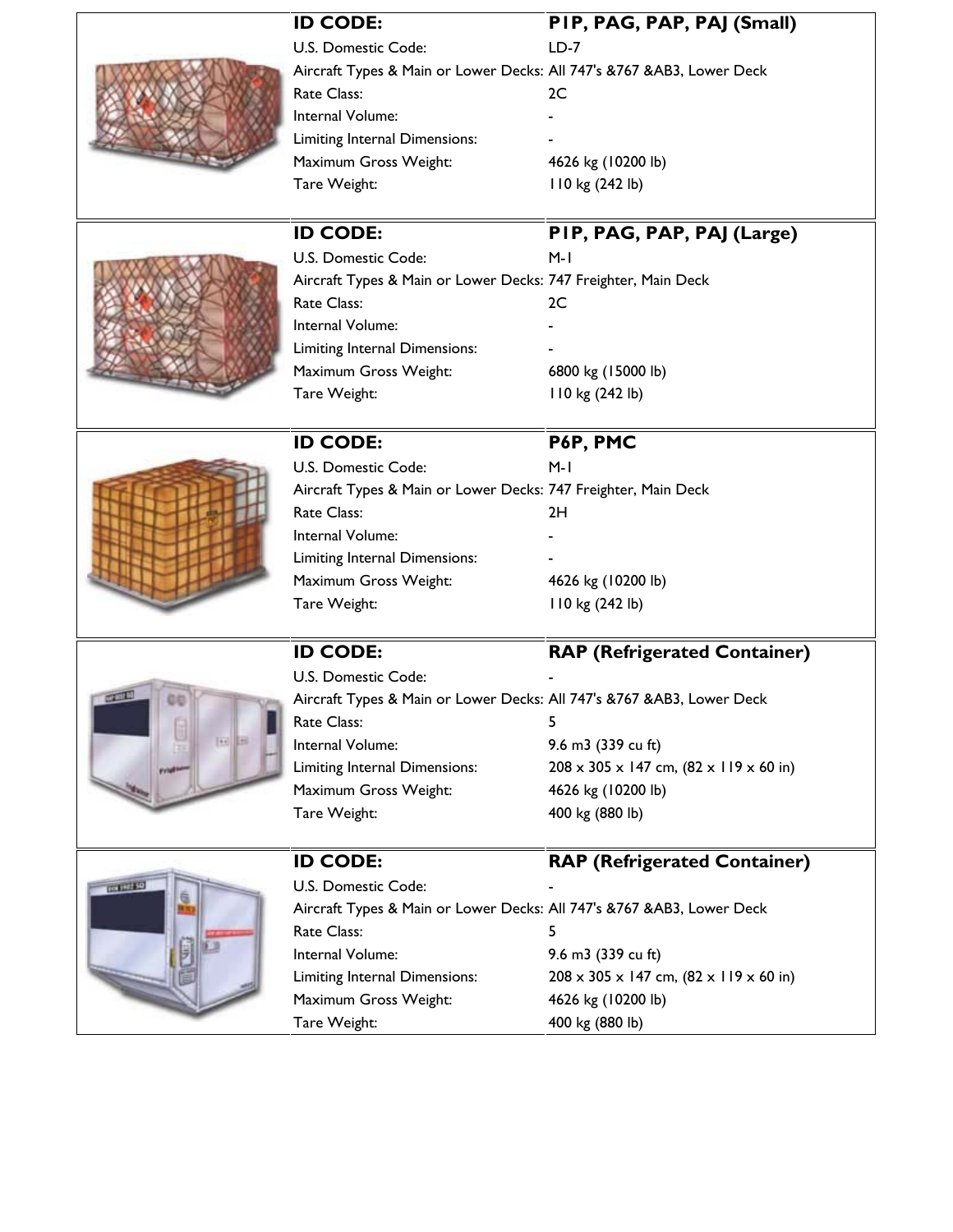| | |
|---|---|
| **ID CODE:** | **P1P, PAG, PAP, PAJ (Small)** |
| U.S. Domestic Code: | LD-7 |
| Aircraft Types & Main or Lower Decks: | All 747's &767 &AB3, Lower Deck |
| Rate Class: | 2C |
| Internal Volume: | - |
| Limiting Internal Dimensions: | - |
| Maximum Gross Weight: | 4626 kg (10200 lb) |
| Tare Weight: | 110 kg (242 lb) |

| | |
|---|---|
| **ID CODE:** | **P1P, PAG, PAP, PAJ (Large)** |
| U.S. Domestic Code: | M-1 |
| Aircraft Types & Main or Lower Decks: | 747 Freighter, Main Deck |
| Rate Class: | 2C |
| Internal Volume: | - |
| Limiting Internal Dimensions: | - |
| Maximum Gross Weight: | 6800 kg (15000 lb) |
| Tare Weight: | 110 kg (242 lb) |

| | |
|---|---|
| **ID CODE:** | **P6P, PMC** |
| U.S. Domestic Code: | M-1 |
| Aircraft Types & Main or Lower Decks: | 747 Freighter, Main Deck |
| Rate Class: | 2H |
| Internal Volume: | - |
| Limiting Internal Dimensions: | - |
| Maximum Gross Weight: | 4626 kg (10200 lb) |
| Tare Weight: | 110 kg (242 lb) |

| | |
|---|---|
| **ID CODE:** | **RAP (Refrigerated Container)** |
| U.S. Domestic Code: | - |
| Aircraft Types & Main or Lower Decks: | All 747's &767 &AB3, Lower Deck |
| Rate Class: | 5 |
| Internal Volume: | 9.6 m3 (339 cu ft) |
| Limiting Internal Dimensions: | 208 x 305 x 147 cm, (82 x 119 x 60 in) |
| Maximum Gross Weight: | 4626 kg (10200 lb) |
| Tare Weight: | 400 kg (880 lb) |

| | |
|---|---|
| **ID CODE:** | **RAP (Refrigerated Container)** |
| U.S. Domestic Code: | - |
| Aircraft Types & Main or Lower Decks: | All 747's &767 &AB3, Lower Deck |
| Rate Class: | 5 |
| Internal Volume: | 9.6 m3 (339 cu ft) |
| Limiting Internal Dimensions: | 208 x 305 x 147 cm, (82 x 119 x 60 in) |
| Maximum Gross Weight: | 4626 kg (10200 lb) |
| Tare Weight: | 400 kg (880 lb) |